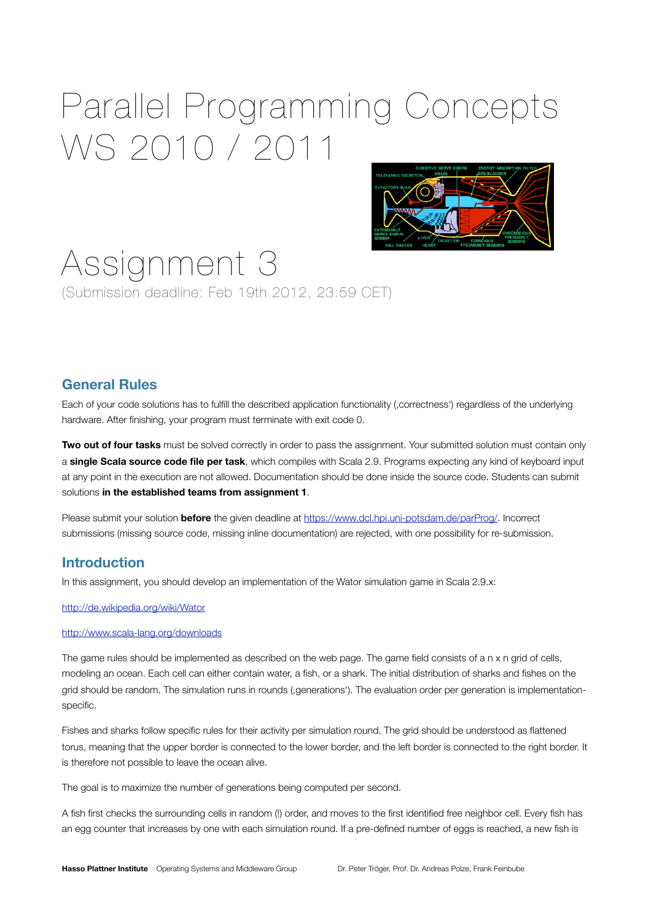# Parallel Programming Concepts WS 2010 / 2011

# Assignment 3

(Submission deadline: Feb 19th 2012, 23:59 CET)

## General Rules

Each of your code solutions has to fulfill the described application functionality (‚correctness') regardless of the underlying hardware. After finishing, your program must terminate with exit code 0.

**Two out of four tasks** must be solved correctly in order to pass the assignment. Your submitted solution must contain only a **single Scala source code file per task**, which compiles with Scala 2.9. Programs expecting any kind of keyboard input at any point in the execution are not allowed. Documentation should be done inside the source code. Students can submit solutions **in the established teams from assignment 1**.

Please submit your solution **before** the given deadline at [https://www.dcl.hpi.uni-potsdam.de/parProg/](https://www.dcl.hpi.uni-potsdam.de/parProg/). Incorrect submissions (missing source code, missing inline documentation) are rejected, with one possibility for re-submission.

## Introduction

In this assignment, you should develop an implementation of the Wator simulation game in Scala 2.9.x:

[http://de.wikipedia.org/wiki/Wator](http://de.wikipedia.org/wiki/Wator)

[http://www.scala-lang.org/downloads](http://www.scala-lang.org/downloads)

The game rules should be implemented as described on the web page. The game field consists of a n x n grid of cells, modeling an ocean. Each cell can either contain water, a fish, or a shark. The initial distribution of sharks and fishes on the grid should be random. The simulation runs in rounds (‚generations'). The evaluation order per generation is implementation-specific.

Fishes and sharks follow specific rules for their activity per simulation round. The grid should be understood as flattened torus, meaning that the upper border is connected to the lower border, and the left border is connected to the right border. It is therefore not possible to leave the ocean alive.

The goal is to maximize the number of generations being computed per second.

A fish first checks the surrounding cells in random (!) order, and moves to the first identified free neighbor cell. Every fish has an egg counter that increases by one with each simulation round. If a pre-defined number of eggs is reached, a new fish is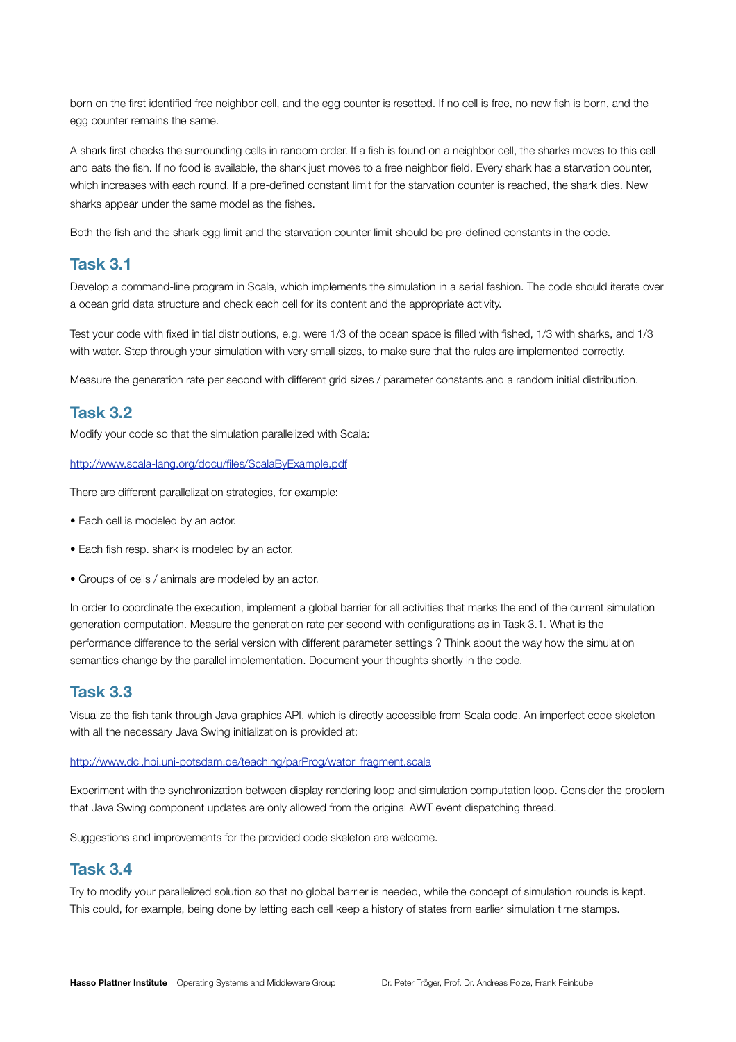born on the first identified free neighbor cell, and the egg counter is resetted. If no cell is free, no new fish is born, and the egg counter remains the same.

A shark first checks the surrounding cells in random order. If a fish is found on a neighbor cell, the sharks moves to this cell and eats the fish. If no food is available, the shark just moves to a free neighbor field. Every shark has a starvation counter, which increases with each round. If a pre-defined constant limit for the starvation counter is reached, the shark dies. New sharks appear under the same model as the fishes.

Both the fish and the shark egg limit and the starvation counter limit should be pre-defined constants in the code.

## Task 3.1

Develop a command-line program in Scala, which implements the simulation in a serial fashion. The code should iterate over a ocean grid data structure and check each cell for its content and the appropriate activity.

Test your code with fixed initial distributions, e.g. were 1/3 of the ocean space is filled with fished, 1/3 with sharks, and 1/3 with water. Step through your simulation with very small sizes, to make sure that the rules are implemented correctly.

Measure the generation rate per second with different grid sizes / parameter constants and a random initial distribution.

## Task 3.2

Modify your code so that the simulation parallelized with Scala:

http://www.scala-lang.org/docu/files/ScalaByExample.pdf

There are different parallelization strategies, for example:

- Each cell is modeled by an actor.
- Each fish resp. shark is modeled by an actor.
- Groups of cells / animals are modeled by an actor.

In order to coordinate the execution, implement a global barrier for all activities that marks the end of the current simulation generation computation. Measure the generation rate per second with configurations as in Task 3.1. What is the performance difference to the serial version with different parameter settings ? Think about the way how the simulation semantics change by the parallel implementation. Document your thoughts shortly in the code.

## Task 3.3

Visualize the fish tank through Java graphics API, which is directly accessible from Scala code. An imperfect code skeleton with all the necessary Java Swing initialization is provided at:

http://www.dcl.hpi.uni-potsdam.de/teaching/parProg/wator_fragment.scala

Experiment with the synchronization between display rendering loop and simulation computation loop. Consider the problem that Java Swing component updates are only allowed from the original AWT event dispatching thread.

Suggestions and improvements for the provided code skeleton are welcome.

## Task 3.4

Try to modify your parallelized solution so that no global barrier is needed, while the concept of simulation rounds is kept. This could, for example, being done by letting each cell keep a history of states from earlier simulation time stamps.